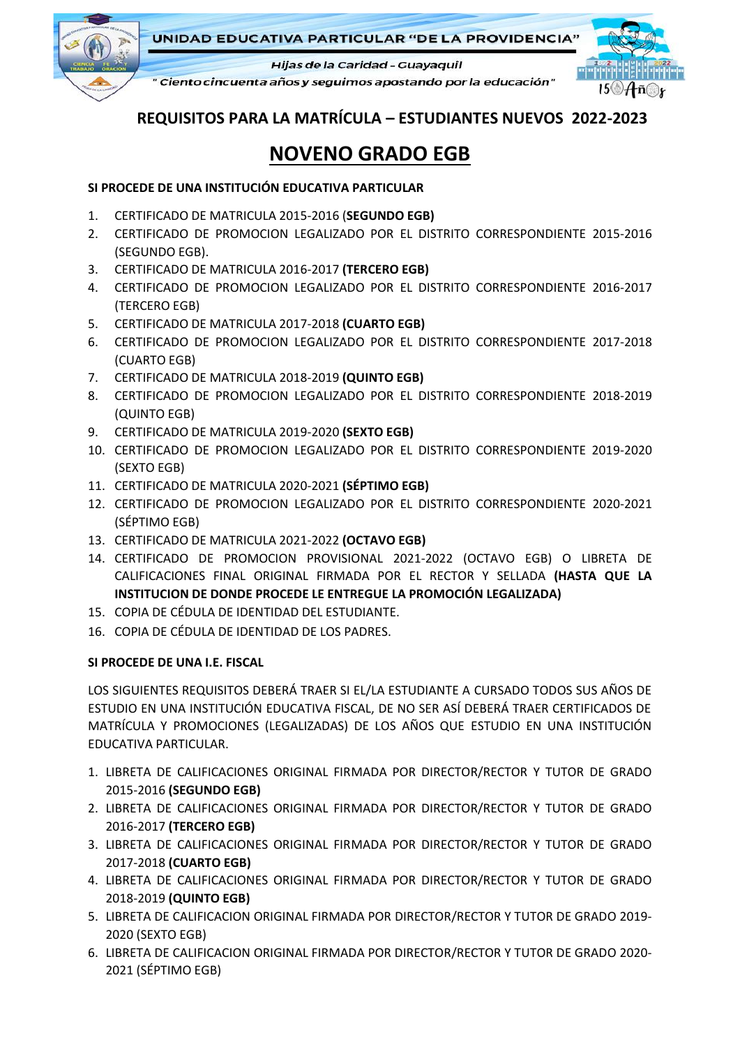UNIDAD EDUCATIVA PARTICULAR "DE LA PROVIDENCIA"

*Hijas de la Caridad - Guayaquil*

*" Ciento cincuenta años y seguimos apostando por la educación"*

## REQUISITOS PARA LA MATRÍCULA – ESTUDIANTES NUEVOS 2022-2023

# NOVENO GRADO EGB

**SI PROCEDE DE UNA INSTITUCIÓN EDUCATIVA PARTICULAR**

1. CERTIFICADO DE MATRICULA 2015-2016 (**SEGUNDO EGB)**
2. CERTIFICADO DE PROMOCION LEGALIZADO POR EL DISTRITO CORRESPONDIENTE 2015-2016 (SEGUNDO EGB).
3. CERTIFICADO DE MATRICULA 2016-2017 **(TERCERO EGB)**
4. CERTIFICADO DE PROMOCION LEGALIZADO POR EL DISTRITO CORRESPONDIENTE 2016-2017 (TERCERO EGB)
5. CERTIFICADO DE MATRICULA 2017-2018 **(CUARTO EGB)**
6. CERTIFICADO DE PROMOCION LEGALIZADO POR EL DISTRITO CORRESPONDIENTE 2017-2018 (CUARTO EGB)
7. CERTIFICADO DE MATRICULA 2018-2019 **(QUINTO EGB)**
8. CERTIFICADO DE PROMOCION LEGALIZADO POR EL DISTRITO CORRESPONDIENTE 2018-2019 (QUINTO EGB)
9. CERTIFICADO DE MATRICULA 2019-2020 **(SEXTO EGB)**
10. CERTIFICADO DE PROMOCION LEGALIZADO POR EL DISTRITO CORRESPONDIENTE 2019-2020 (SEXTO EGB)
11. CERTIFICADO DE MATRICULA 2020-2021 **(SÉPTIMO EGB)**
12. CERTIFICADO DE PROMOCION LEGALIZADO POR EL DISTRITO CORRESPONDIENTE 2020-2021 (SÉPTIMO EGB)
13. CERTIFICADO DE MATRICULA 2021-2022 **(OCTAVO EGB)**
14. CERTIFICADO DE PROMOCION PROVISIONAL 2021-2022 (OCTAVO EGB) O LIBRETA DE CALIFICACIONES FINAL ORIGINAL FIRMADA POR EL RECTOR Y SELLADA **(HASTA QUE LA INSTITUCION DE DONDE PROCEDE LE ENTREGUE LA PROMOCIÓN LEGALIZADA)**
15. COPIA DE CÉDULA DE IDENTIDAD DEL ESTUDIANTE.
16. COPIA DE CÉDULA DE IDENTIDAD DE LOS PADRES.

**SI PROCEDE DE UNA I.E. FISCAL**

LOS SIGUIENTES REQUISITOS DEBERÁ TRAER SI EL/LA ESTUDIANTE A CURSADO TODOS SUS AÑOS DE ESTUDIO EN UNA INSTITUCIÓN EDUCATIVA FISCAL, DE NO SER ASÍ DEBERÁ TRAER CERTIFICADOS DE MATRÍCULA Y PROMOCIONES (LEGALIZADAS) DE LOS AÑOS QUE ESTUDIO EN UNA INSTITUCIÓN EDUCATIVA PARTICULAR.

1. LIBRETA DE CALIFICACIONES ORIGINAL FIRMADA POR DIRECTOR/RECTOR Y TUTOR DE GRADO 2015-2016 **(SEGUNDO EGB)**
2. LIBRETA DE CALIFICACIONES ORIGINAL FIRMADA POR DIRECTOR/RECTOR Y TUTOR DE GRADO 2016-2017 **(TERCERO EGB)**
3. LIBRETA DE CALIFICACIONES ORIGINAL FIRMADA POR DIRECTOR/RECTOR Y TUTOR DE GRADO 2017-2018 **(CUARTO EGB)**
4. LIBRETA DE CALIFICACIONES ORIGINAL FIRMADA POR DIRECTOR/RECTOR Y TUTOR DE GRADO 2018-2019 **(QUINTO EGB)**
5. LIBRETA DE CALIFICACION ORIGINAL FIRMADA POR DIRECTOR/RECTOR Y TUTOR DE GRADO 2019-2020 (SEXTO EGB)
6. LIBRETA DE CALIFICACION ORIGINAL FIRMADA POR DIRECTOR/RECTOR Y TUTOR DE GRADO 2020-2021 (SÉPTIMO EGB)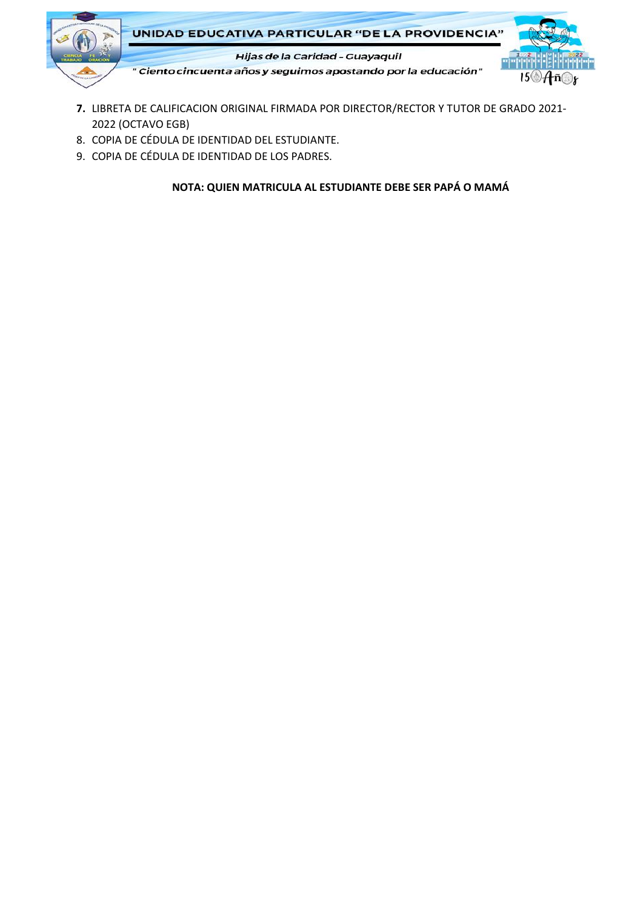7. LIBRETA DE CALIFICACION ORIGINAL FIRMADA POR DIRECTOR/RECTOR Y TUTOR DE GRADO 2021-2022 (OCTAVO EGB)
8. COPIA DE CÉDULA DE IDENTIDAD DEL ESTUDIANTE.
9. COPIA DE CÉDULA DE IDENTIDAD DE LOS PADRES.

**NOTA: QUIEN MATRICULA AL ESTUDIANTE DEBE SER PAPÁ O MAMÁ**